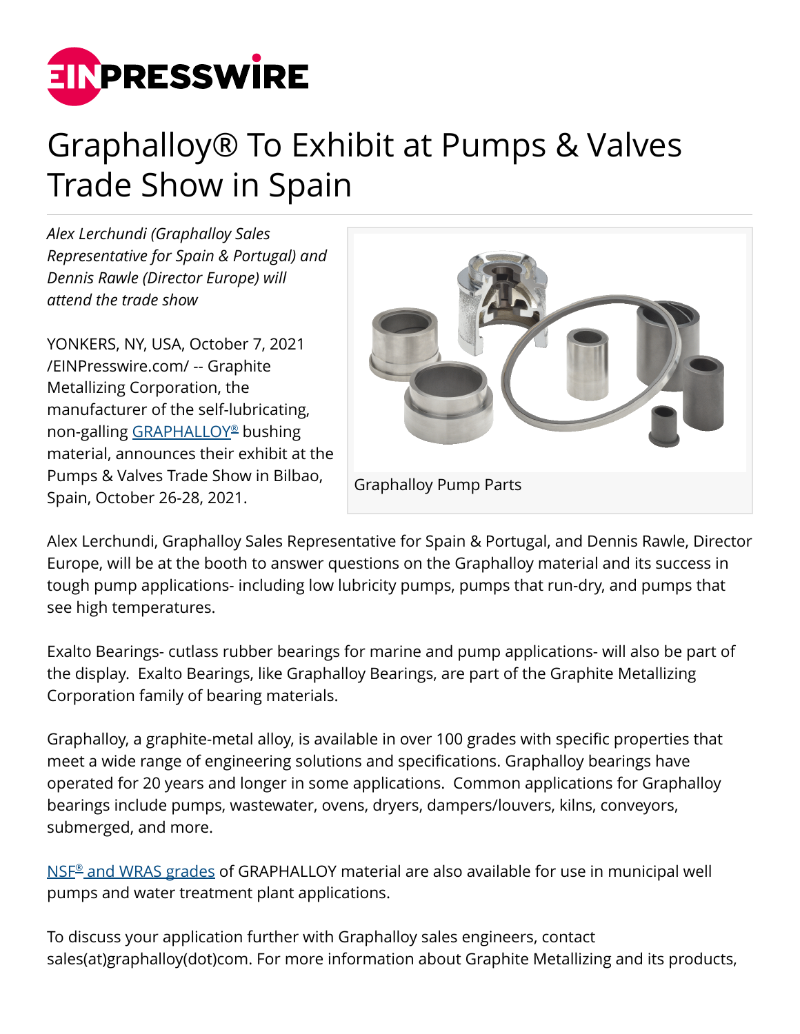# Graphalloy® To Exhibit at Pumps & Valves Trade Show in Spain

*Alex Lerchundi (Graphalloy Sales Representative for Spain & Portugal) and Dennis Rawle (Director Europe) will attend the trade show*

YONKERS, NY, USA, October 7, 2021 /EINPresswire.com/ -- Graphite Metallizing Corporation, the manufacturer of the self-lubricating, non-galling GRAPHALLOY® bushing material, announces their exhibit at the Pumps & Valves Trade Show in Bilbao, Spain, October 26-28, 2021.

Graphalloy Pump Parts

Alex Lerchundi, Graphalloy Sales Representative for Spain & Portugal, and Dennis Rawle, Director Europe, will be at the booth to answer questions on the Graphalloy material and its success in tough pump applications- including low lubricity pumps, pumps that run-dry, and pumps that see high temperatures.

Exalto Bearings- cutlass rubber bearings for marine and pump applications- will also be part of the display. Exalto Bearings, like Graphalloy Bearings, are part of the Graphite Metallizing Corporation family of bearing materials.

Graphalloy, a graphite-metal alloy, is available in over 100 grades with specific properties that meet a wide range of engineering solutions and specifications. Graphalloy bearings have operated for 20 years and longer in some applications. Common applications for Graphalloy bearings include pumps, wastewater, ovens, dryers, dampers/louvers, kilns, conveyors, submerged, and more.

NSF® and WRAS grades of GRAPHALLOY material are also available for use in municipal well pumps and water treatment plant applications.

To discuss your application further with Graphalloy sales engineers, contact sales(at)graphalloy(dot)com. For more information about Graphite Metallizing and its products,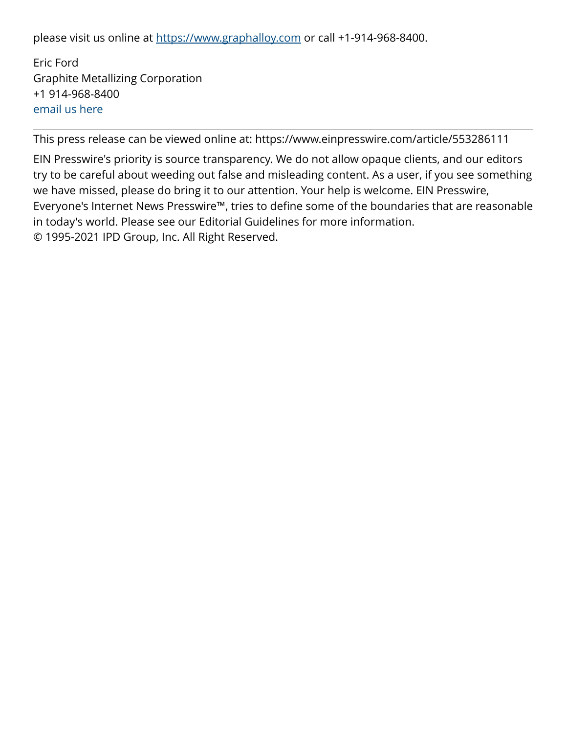please visit us online at [https://www.graphalloy.com](https://www.graphalloy.com) or call +1-914-968-8400.

Eric Ford
Graphite Metallizing Corporation
+1 914-968-8400
email us here

---

This press release can be viewed online at: https://www.einpresswire.com/article/553286111

EIN Presswire's priority is source transparency. We do not allow opaque clients, and our editors try to be careful about weeding out false and misleading content. As a user, if you see something we have missed, please do bring it to our attention. Your help is welcome. EIN Presswire, Everyone's Internet News Presswire™, tries to define some of the boundaries that are reasonable in today's world. Please see our Editorial Guidelines for more information.
© 1995-2021 IPD Group, Inc. All Right Reserved.